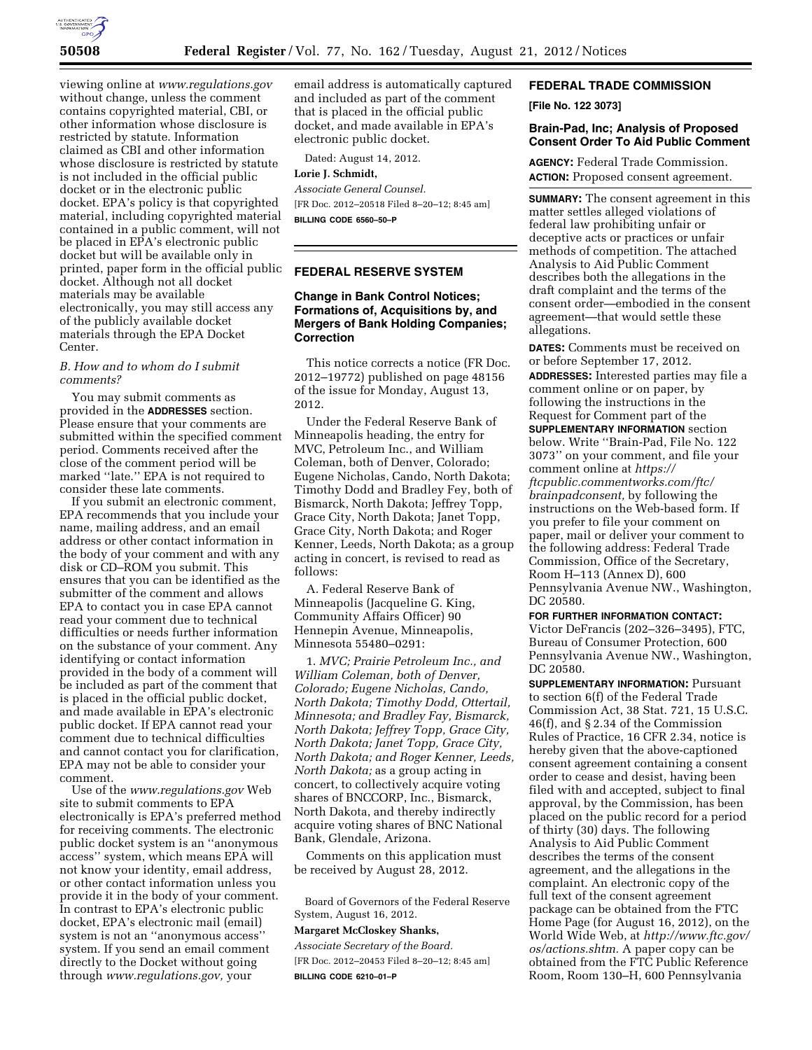viewing online at *www.regulations.gov* without change, unless the comment contains copyrighted material, CBI, or other information whose disclosure is restricted by statute. Information claimed as CBI and other information whose disclosure is restricted by statute is not included in the official public docket or in the electronic public docket. EPA's policy is that copyrighted material, including copyrighted material contained in a public comment, will not be placed in EPA's electronic public docket but will be available only in printed, paper form in the official public docket. Although not all docket materials may be available electronically, you may still access any of the publicly available docket materials through the EPA Docket Center.

*B. How and to whom do I submit comments?*

You may submit comments as provided in the **ADDRESSES** section. Please ensure that your comments are submitted within the specified comment period. Comments received after the close of the comment period will be marked ''late.'' EPA is not required to consider these late comments.

If you submit an electronic comment, EPA recommends that you include your name, mailing address, and an email address or other contact information in the body of your comment and with any disk or CD–ROM you submit. This ensures that you can be identified as the submitter of the comment and allows EPA to contact you in case EPA cannot read your comment due to technical difficulties or needs further information on the substance of your comment. Any identifying or contact information provided in the body of a comment will be included as part of the comment that is placed in the official public docket, and made available in EPA's electronic public docket. If EPA cannot read your comment due to technical difficulties and cannot contact you for clarification, EPA may not be able to consider your comment.

Use of the *www.regulations.gov* Web site to submit comments to EPA electronically is EPA's preferred method for receiving comments. The electronic public docket system is an ''anonymous access'' system, which means EPA will not know your identity, email address, or other contact information unless you provide it in the body of your comment. In contrast to EPA's electronic public docket, EPA's electronic mail (email) system is not an ''anonymous access'' system. If you send an email comment directly to the Docket without going through *www.regulations.gov,* your email address is automatically captured and included as part of the comment that is placed in the official public docket, and made available in EPA's electronic public docket.

Dated: August 14, 2012.

**Lorie J. Schmidt,**

*Associate General Counsel.*

[FR Doc. 2012–20518 Filed 8–20–12; 8:45 am]

**BILLING CODE 6560–50–P**

## FEDERAL RESERVE SYSTEM

### Change in Bank Control Notices; Formations of, Acquisitions by, and Mergers of Bank Holding Companies; Correction

This notice corrects a notice (FR Doc. 2012–19772) published on page 48156 of the issue for Monday, August 13, 2012.

Under the Federal Reserve Bank of Minneapolis heading, the entry for MVC, Petroleum Inc., and William Coleman, both of Denver, Colorado; Eugene Nicholas, Cando, North Dakota; Timothy Dodd and Bradley Fey, both of Bismarck, North Dakota; Jeffrey Topp, Grace City, North Dakota; Janet Topp, Grace City, North Dakota; and Roger Kenner, Leeds, North Dakota; as a group acting in concert, is revised to read as follows:

A. Federal Reserve Bank of Minneapolis (Jacqueline G. King, Community Affairs Officer) 90 Hennepin Avenue, Minneapolis, Minnesota 55480–0291:

1. *MVC; Prairie Petroleum Inc., and William Coleman, both of Denver, Colorado; Eugene Nicholas, Cando, North Dakota; Timothy Dodd, Ottertail, Minnesota; and Bradley Fay, Bismarck, North Dakota; Jeffrey Topp, Grace City, North Dakota; Janet Topp, Grace City, North Dakota; and Roger Kenner, Leeds, North Dakota;* as a group acting in concert, to collectively acquire voting shares of BNCCORP, Inc., Bismarck, North Dakota, and thereby indirectly acquire voting shares of BNC National Bank, Glendale, Arizona.

Comments on this application must be received by August 28, 2012.

Board of Governors of the Federal Reserve System, August 16, 2012.

**Margaret McCloskey Shanks,**

*Associate Secretary of the Board.*

[FR Doc. 2012–20453 Filed 8–20–12; 8:45 am]

**BILLING CODE 6210–01–P**

## FEDERAL TRADE COMMISSION

**[File No. 122 3073]**

### Brain-Pad, Inc; Analysis of Proposed Consent Order To Aid Public Comment

**AGENCY:** Federal Trade Commission.

**ACTION:** Proposed consent agreement.

**SUMMARY:** The consent agreement in this matter settles alleged violations of federal law prohibiting unfair or deceptive acts or practices or unfair methods of competition. The attached Analysis to Aid Public Comment describes both the allegations in the draft complaint and the terms of the consent order—embodied in the consent agreement—that would settle these allegations.

**DATES:** Comments must be received on or before September 17, 2012.

**ADDRESSES:** Interested parties may file a comment online or on paper, by following the instructions in the Request for Comment part of the **SUPPLEMENTARY INFORMATION** section below. Write ''Brain-Pad, File No. 122 3073'' on your comment, and file your comment online at *https://ftcpublic.commentworks.com/ftc/brainpadconsent,* by following the instructions on the Web-based form. If you prefer to file your comment on paper, mail or deliver your comment to the following address: Federal Trade Commission, Office of the Secretary, Room H–113 (Annex D), 600 Pennsylvania Avenue NW., Washington, DC 20580.

**FOR FURTHER INFORMATION CONTACT:** Victor DeFrancis (202–326–3495), FTC, Bureau of Consumer Protection, 600 Pennsylvania Avenue NW., Washington, DC 20580.

**SUPPLEMENTARY INFORMATION:** Pursuant to section 6(f) of the Federal Trade Commission Act, 38 Stat. 721, 15 U.S.C. 46(f), and § 2.34 of the Commission Rules of Practice, 16 CFR 2.34, notice is hereby given that the above-captioned consent agreement containing a consent order to cease and desist, having been filed with and accepted, subject to final approval, by the Commission, has been placed on the public record for a period of thirty (30) days. The following Analysis to Aid Public Comment describes the terms of the consent agreement, and the allegations in the complaint. An electronic copy of the full text of the consent agreement package can be obtained from the FTC Home Page (for August 16, 2012), on the World Wide Web, at *http://www.ftc.gov/os/actions.shtm.* A paper copy can be obtained from the FTC Public Reference Room, Room 130–H, 600 Pennsylvania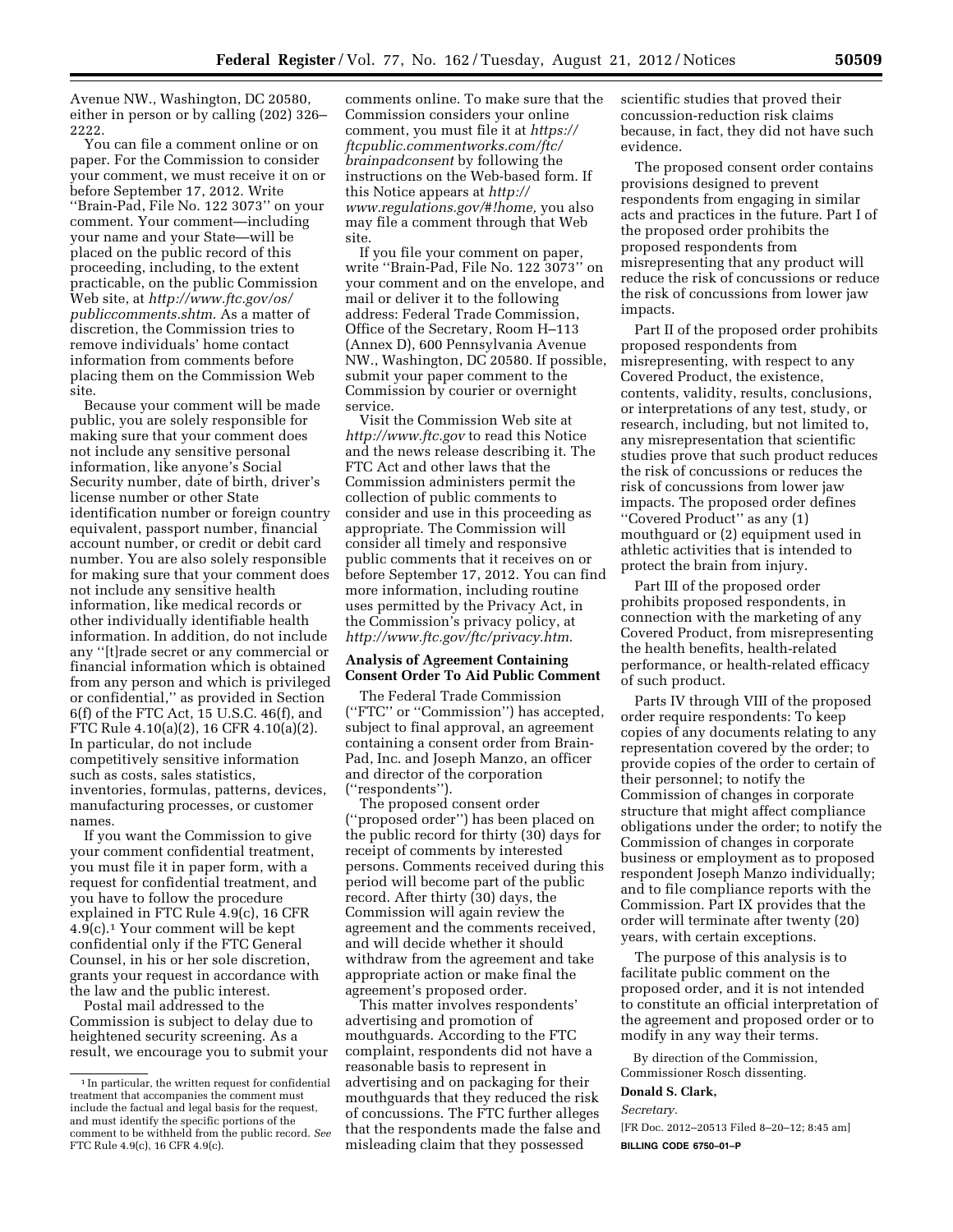Avenue NW., Washington, DC 20580, either in person or by calling (202) 326–2222.

You can file a comment online or on paper. For the Commission to consider your comment, we must receive it on or before September 17, 2012. Write ''Brain-Pad, File No. 122 3073'' on your comment. Your comment—including your name and your State—will be placed on the public record of this proceeding, including, to the extent practicable, on the public Commission Web site, at *http://www.ftc.gov/os/publiccomments.shtm*. As a matter of discretion, the Commission tries to remove individuals' home contact information from comments before placing them on the Commission Web site.

Because your comment will be made public, you are solely responsible for making sure that your comment does not include any sensitive personal information, like anyone's Social Security number, date of birth, driver's license number or other State identification number or foreign country equivalent, passport number, financial account number, or credit or debit card number. You are also solely responsible for making sure that your comment does not include any sensitive health information, like medical records or other individually identifiable health information. In addition, do not include any ''[t]rade secret or any commercial or financial information which is obtained from any person and which is privileged or confidential,'' as provided in Section 6(f) of the FTC Act, 15 U.S.C. 46(f), and FTC Rule 4.10(a)(2), 16 CFR 4.10(a)(2). In particular, do not include competitively sensitive information such as costs, sales statistics, inventories, formulas, patterns, devices, manufacturing processes, or customer names.

If you want the Commission to give your comment confidential treatment, you must file it in paper form, with a request for confidential treatment, and you have to follow the procedure explained in FTC Rule 4.9(c), 16 CFR 4.9(c).[1] Your comment will be kept confidential only if the FTC General Counsel, in his or her sole discretion, grants your request in accordance with the law and the public interest.

Postal mail addressed to the Commission is subject to delay due to heightened security screening. As a result, we encourage you to submit your comments online. To make sure that the Commission considers your online comment, you must file it at *https://ftcpublic.commentworks.com/ftc/brainpadconsent* by following the instructions on the Web-based form. If this Notice appears at *http://www.regulations.gov/#!home,* you also may file a comment through that Web site.

If you file your comment on paper, write ''Brain-Pad, File No. 122 3073'' on your comment and on the envelope, and mail or deliver it to the following address: Federal Trade Commission, Office of the Secretary, Room H–113 (Annex D), 600 Pennsylvania Avenue NW., Washington, DC 20580. If possible, submit your paper comment to the Commission by courier or overnight service.

Visit the Commission Web site at *http://www.ftc.gov* to read this Notice and the news release describing it. The FTC Act and other laws that the Commission administers permit the collection of public comments to consider and use in this proceeding as appropriate. The Commission will consider all timely and responsive public comments that it receives on or before September 17, 2012. You can find more information, including routine uses permitted by the Privacy Act, in the Commission's privacy policy, at *http://www.ftc.gov/ftc/privacy.htm*.

## Analysis of Agreement Containing Consent Order To Aid Public Comment

The Federal Trade Commission (''FTC'' or ''Commission'') has accepted, subject to final approval, an agreement containing a consent order from Brain-Pad, Inc. and Joseph Manzo, an officer and director of the corporation (''respondents'').

The proposed consent order (''proposed order'') has been placed on the public record for thirty (30) days for receipt of comments by interested persons. Comments received during this period will become part of the public record. After thirty (30) days, the Commission will again review the agreement and the comments received, and will decide whether it should withdraw from the agreement and take appropriate action or make final the agreement's proposed order.

This matter involves respondents' advertising and promotion of mouthguards. According to the FTC complaint, respondents did not have a reasonable basis to represent in advertising and on packaging for their mouthguards that they reduced the risk of concussions. The FTC further alleges that the respondents made the false and misleading claim that they possessed scientific studies that proved their concussion-reduction risk claims because, in fact, they did not have such evidence.

The proposed consent order contains provisions designed to prevent respondents from engaging in similar acts and practices in the future. Part I of the proposed order prohibits the proposed respondents from misrepresenting that any product will reduce the risk of concussions or reduce the risk of concussions from lower jaw impacts.

Part II of the proposed order prohibits proposed respondents from misrepresenting, with respect to any Covered Product, the existence, contents, validity, results, conclusions, or interpretations of any test, study, or research, including, but not limited to, any misrepresentation that scientific studies prove that such product reduces the risk of concussions or reduces the risk of concussions from lower jaw impacts. The proposed order defines ''Covered Product'' as any (1) mouthguard or (2) equipment used in athletic activities that is intended to protect the brain from injury.

Part III of the proposed order prohibits proposed respondents, in connection with the marketing of any Covered Product, from misrepresenting the health benefits, health-related performance, or health-related efficacy of such product.

Parts IV through VIII of the proposed order require respondents: To keep copies of any documents relating to any representation covered by the order; to provide copies of the order to certain of their personnel; to notify the Commission of changes in corporate structure that might affect compliance obligations under the order; to notify the Commission of changes in corporate business or employment as to proposed respondent Joseph Manzo individually; and to file compliance reports with the Commission. Part IX provides that the order will terminate after twenty (20) years, with certain exceptions.

The purpose of this analysis is to facilitate public comment on the proposed order, and it is not intended to constitute an official interpretation of the agreement and proposed order or to modify in any way their terms.

By direction of the Commission, Commissioner Rosch dissenting.

**Donald S. Clark,**

*Secretary.*

[FR Doc. 2012–20513 Filed 8–20–12; 8:45 am]

**BILLING CODE 6750–01–P**

[1] In particular, the written request for confidential treatment that accompanies the comment must include the factual and legal basis for the request, and must identify the specific portions of the comment to be withheld from the public record. *See* FTC Rule 4.9(c), 16 CFR 4.9(c).